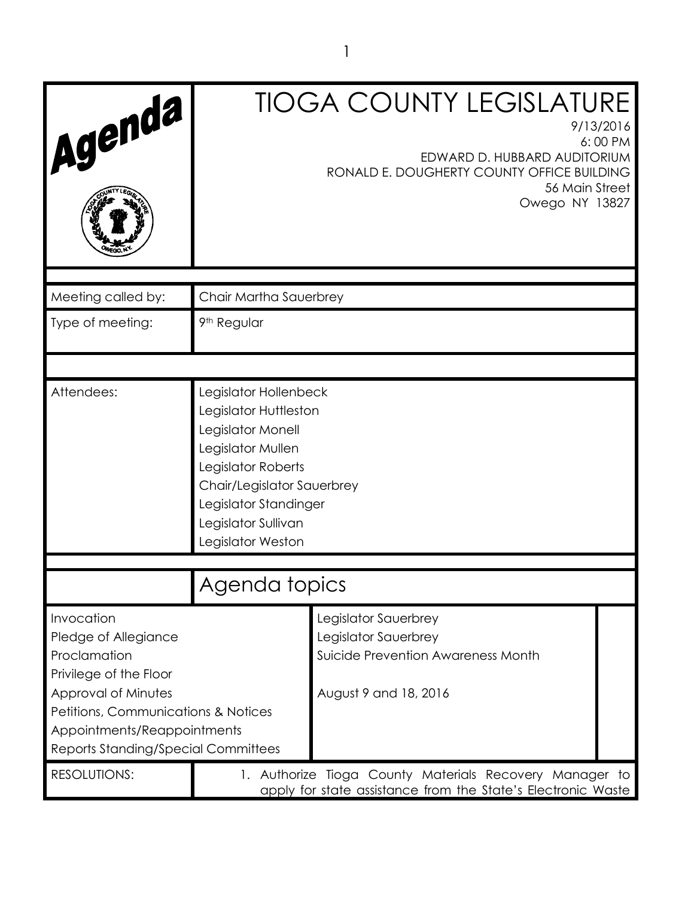# TIOGA COUNTY LEGISLATURE

9/13/2016
6: 00 PM
EDWARD D. HUBBARD AUDITORIUM
RONALD E. DOUGHERTY COUNTY OFFICE BUILDING
56 Main Street
Owego NY 13827

| | |
|---|---|
| Meeting called by: | Chair Martha Sauerbrey |
| Type of meeting: | 9th Regular |
| Attendees: | Legislator Hollenbeck<br>Legislator Huttleston<br>Legislator Monell<br>Legislator Mullen<br>Legislator Roberts<br>Chair/Legislator Sauerbrey<br>Legislator Standinger<br>Legislator Sullivan<br>Legislator Weston |

## Agenda topics

| | |
|---|---|
| Invocation | Legislator Sauerbrey |
| Pledge of Allegiance | Legislator Sauerbrey |
| Proclamation | Suicide Prevention Awareness Month |
| Privilege of the Floor | |
| Approval of Minutes | August 9 and 18, 2016 |
| Petitions, Communications & Notices | |
| Appointments/Reappointments | |
| Reports Standing/Special Committees | |

RESOLUTIONS:

1. Authorize Tioga County Materials Recovery Manager to apply for state assistance from the State's Electronic Waste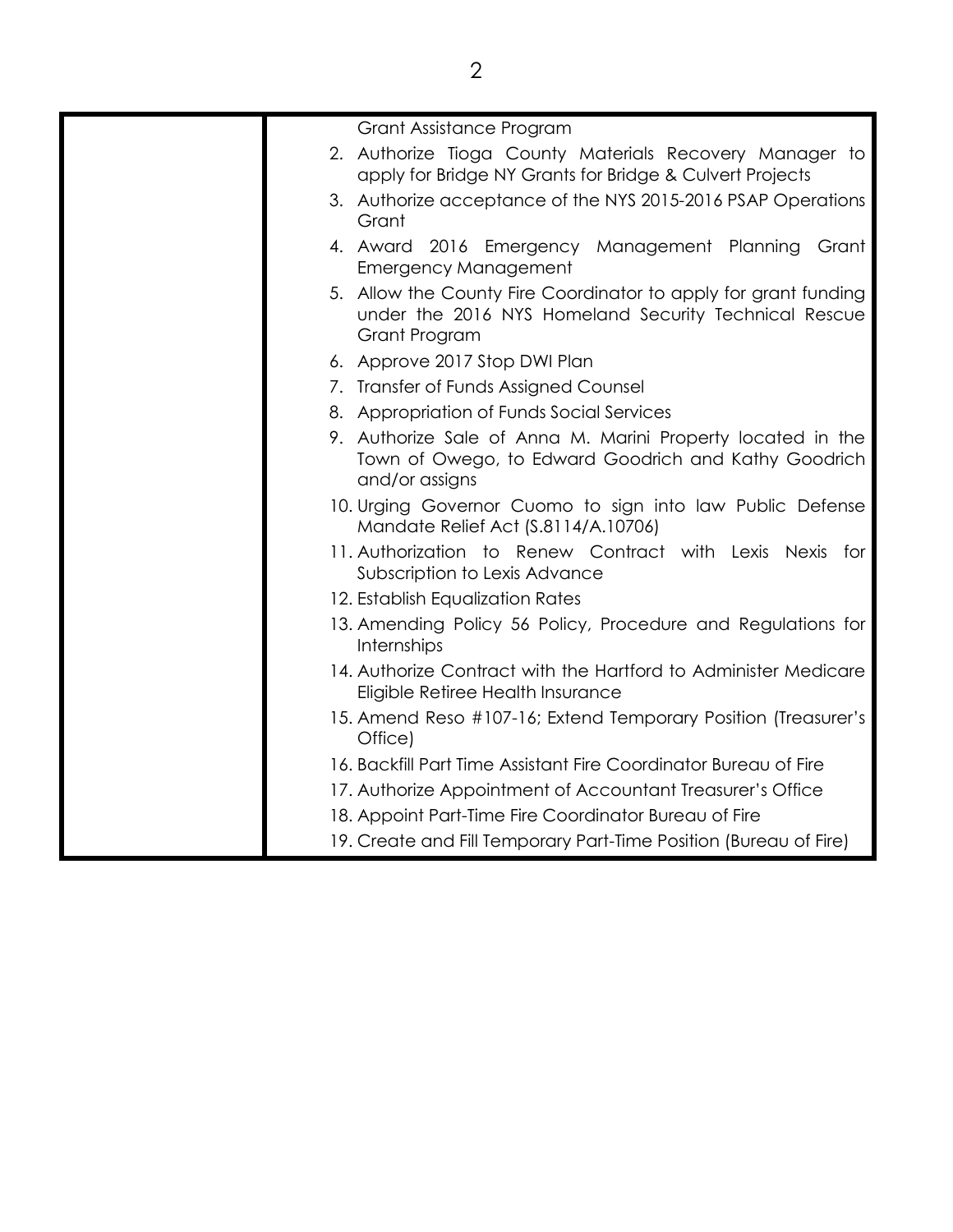| | Grant Assistance Program<br>2. Authorize Tioga County Materials Recovery Manager to apply for Bridge NY Grants for Bridge & Culvert Projects<br>3. Authorize acceptance of the NYS 2015-2016 PSAP Operations Grant<br>4. Award 2016 Emergency Management Planning Grant Emergency Management<br>5. Allow the County Fire Coordinator to apply for grant funding under the 2016 NYS Homeland Security Technical Rescue Grant Program<br>6. Approve 2017 Stop DWI Plan<br>7. Transfer of Funds Assigned Counsel<br>8. Appropriation of Funds Social Services<br>9. Authorize Sale of Anna M. Marini Property located in the Town of Owego, to Edward Goodrich and Kathy Goodrich and/or assigns<br>10. Urging Governor Cuomo to sign into law Public Defense Mandate Relief Act (S.8114/A.10706)<br>11. Authorization to Renew Contract with Lexis Nexis for Subscription to Lexis Advance<br>12. Establish Equalization Rates<br>13. Amending Policy 56 Policy, Procedure and Regulations for Internships<br>14. Authorize Contract with the Hartford to Administer Medicare Eligible Retiree Health Insurance<br>15. Amend Reso #107-16; Extend Temporary Position (Treasurer's Office)<br>16. Backfill Part Time Assistant Fire Coordinator Bureau of Fire<br>17. Authorize Appointment of Accountant Treasurer's Office<br>18. Appoint Part-Time Fire Coordinator Bureau of Fire<br>19. Create and Fill Temporary Part-Time Position (Bureau of Fire) |
|---|---|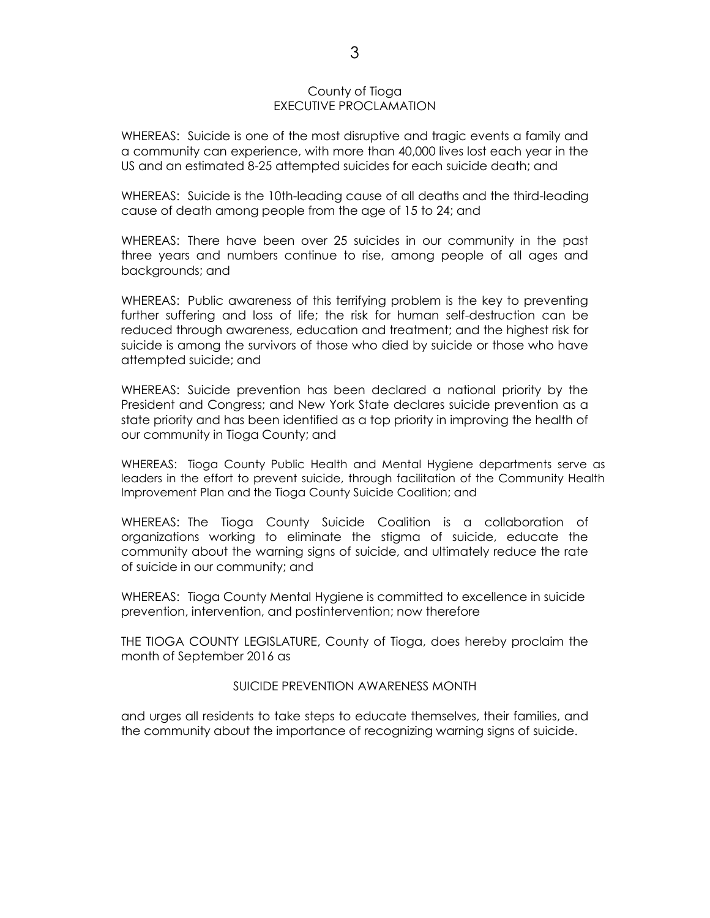County of Tioga
EXECUTIVE PROCLAMATION

WHEREAS: Suicide is one of the most disruptive and tragic events a family and a community can experience, with more than 40,000 lives lost each year in the US and an estimated 8-25 attempted suicides for each suicide death; and

WHEREAS: Suicide is the 10th-leading cause of all deaths and the third-leading cause of death among people from the age of 15 to 24; and

WHEREAS: There have been over 25 suicides in our community in the past three years and numbers continue to rise, among people of all ages and backgrounds; and

WHEREAS: Public awareness of this terrifying problem is the key to preventing further suffering and loss of life; the risk for human self-destruction can be reduced through awareness, education and treatment; and the highest risk for suicide is among the survivors of those who died by suicide or those who have attempted suicide; and

WHEREAS: Suicide prevention has been declared a national priority by the President and Congress; and New York State declares suicide prevention as a state priority and has been identified as a top priority in improving the health of our community in Tioga County; and

WHEREAS: Tioga County Public Health and Mental Hygiene departments serve as leaders in the effort to prevent suicide, through facilitation of the Community Health Improvement Plan and the Tioga County Suicide Coalition; and

WHEREAS: The Tioga County Suicide Coalition is a collaboration of organizations working to eliminate the stigma of suicide, educate the community about the warning signs of suicide, and ultimately reduce the rate of suicide in our community; and

WHEREAS: Tioga County Mental Hygiene is committed to excellence in suicide prevention, intervention, and postintervention; now therefore

THE TIOGA COUNTY LEGISLATURE, County of Tioga, does hereby proclaim the month of September 2016 as

SUICIDE PREVENTION AWARENESS MONTH

and urges all residents to take steps to educate themselves, their families, and the community about the importance of recognizing warning signs of suicide.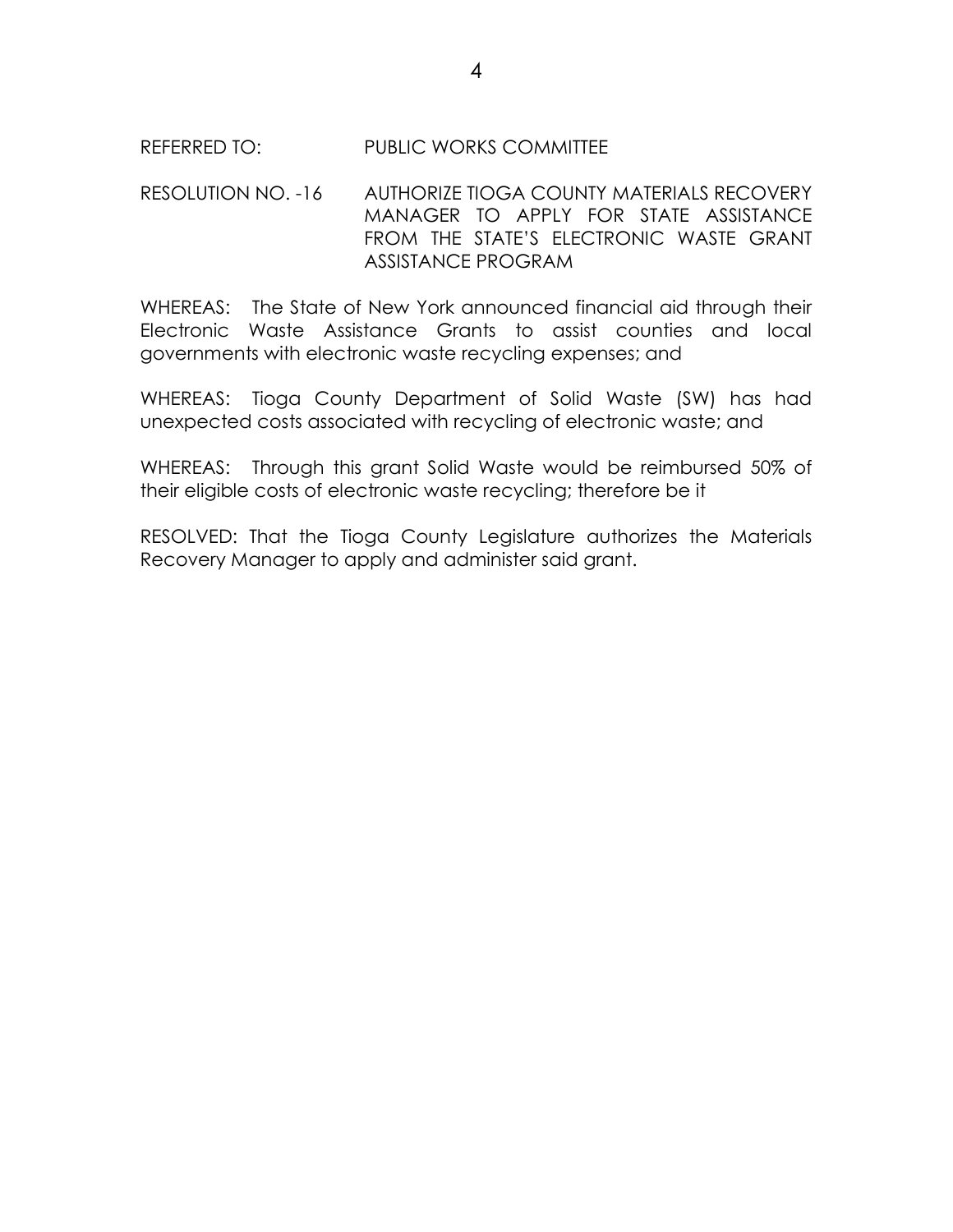REFERRED TO: PUBLIC WORKS COMMITTEE

RESOLUTION NO. -16 AUTHORIZE TIOGA COUNTY MATERIALS RECOVERY MANAGER TO APPLY FOR STATE ASSISTANCE FROM THE STATE'S ELECTRONIC WASTE GRANT ASSISTANCE PROGRAM

WHEREAS: The State of New York announced financial aid through their Electronic Waste Assistance Grants to assist counties and local governments with electronic waste recycling expenses; and

WHEREAS: Tioga County Department of Solid Waste (SW) has had unexpected costs associated with recycling of electronic waste; and

WHEREAS: Through this grant Solid Waste would be reimbursed 50% of their eligible costs of electronic waste recycling; therefore be it

RESOLVED: That the Tioga County Legislature authorizes the Materials Recovery Manager to apply and administer said grant.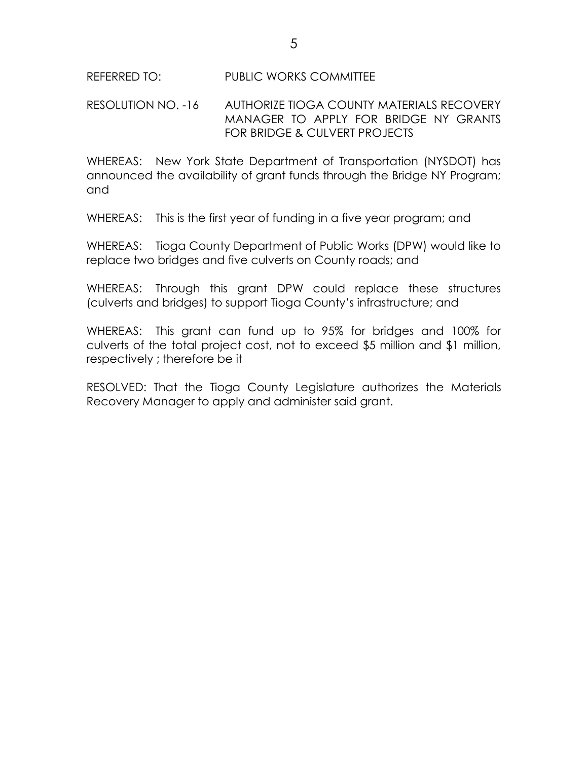REFERRED TO: PUBLIC WORKS COMMITTEE

RESOLUTION NO. -16 AUTHORIZE TIOGA COUNTY MATERIALS RECOVERY MANAGER TO APPLY FOR BRIDGE NY GRANTS FOR BRIDGE & CULVERT PROJECTS

WHEREAS: New York State Department of Transportation (NYSDOT) has announced the availability of grant funds through the Bridge NY Program; and

WHEREAS: This is the first year of funding in a five year program; and

WHEREAS: Tioga County Department of Public Works (DPW) would like to replace two bridges and five culverts on County roads; and

WHEREAS: Through this grant DPW could replace these structures (culverts and bridges) to support Tioga County's infrastructure; and

WHEREAS: This grant can fund up to 95% for bridges and 100% for culverts of the total project cost, not to exceed $5 million and $1 million, respectively ; therefore be it

RESOLVED: That the Tioga County Legislature authorizes the Materials Recovery Manager to apply and administer said grant.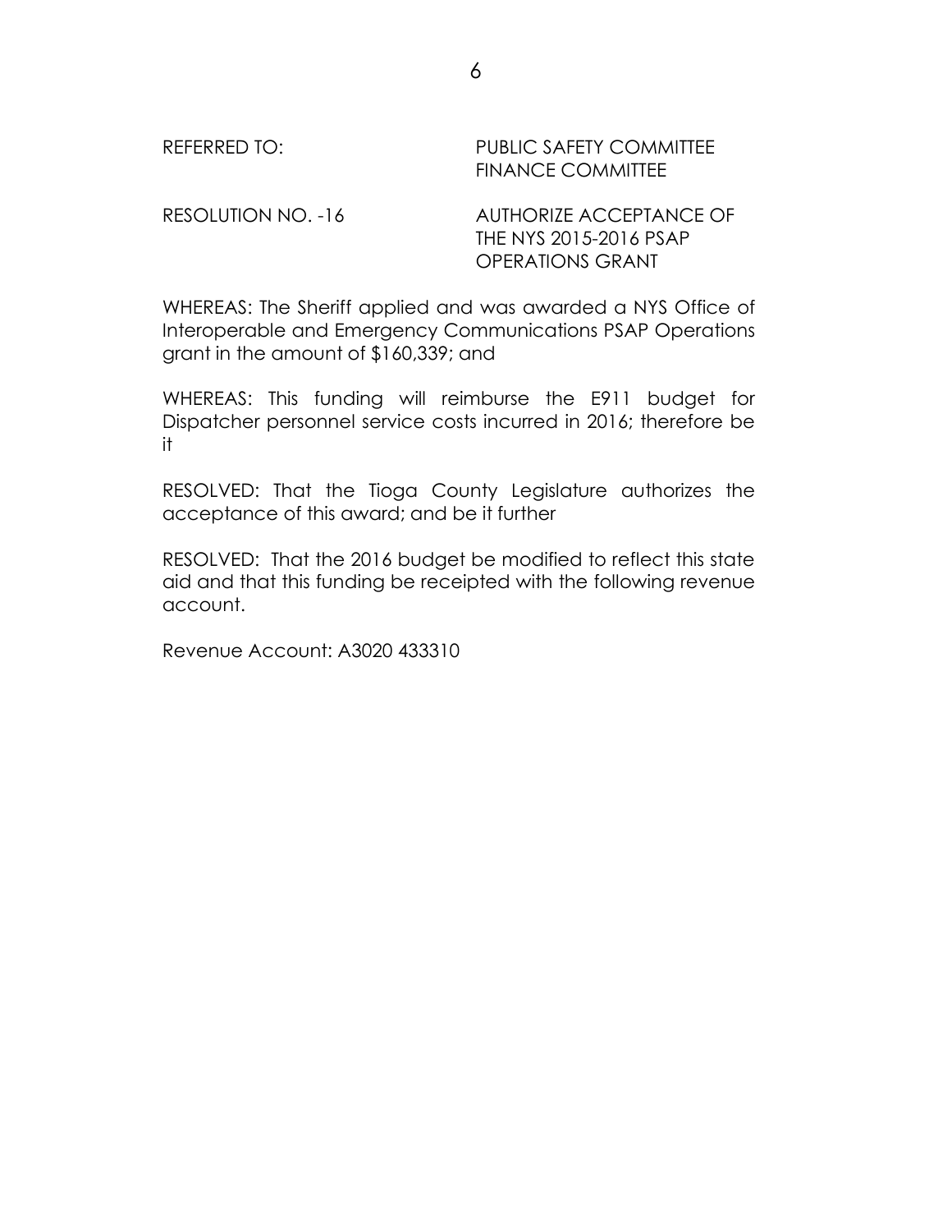REFERRED TO: PUBLIC SAFETY COMMITTEE
FINANCE COMMITTEE

RESOLUTION NO. -16 AUTHORIZE ACCEPTANCE OF THE NYS 2015-2016 PSAP OPERATIONS GRANT

WHEREAS: The Sheriff applied and was awarded a NYS Office of Interoperable and Emergency Communications PSAP Operations grant in the amount of $160,339; and

WHEREAS: This funding will reimburse the E911 budget for Dispatcher personnel service costs incurred in 2016; therefore be it

RESOLVED: That the Tioga County Legislature authorizes the acceptance of this award; and be it further

RESOLVED: That the 2016 budget be modified to reflect this state aid and that this funding be receipted with the following revenue account.

Revenue Account: A3020 433310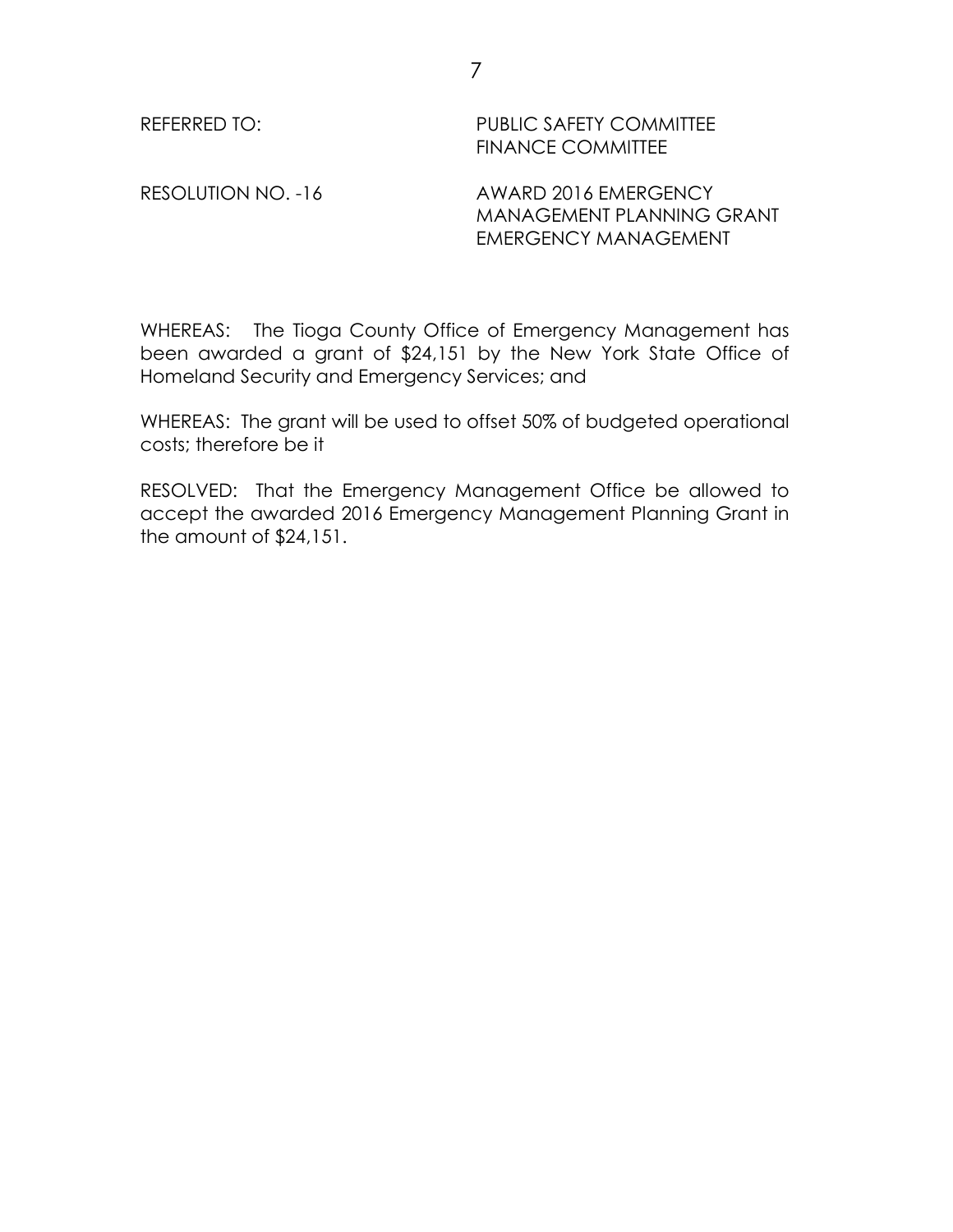REFERRED TO: PUBLIC SAFETY COMMITTEE
FINANCE COMMITTEE

RESOLUTION NO. -16 AWARD 2016 EMERGENCY MANAGEMENT PLANNING GRANT EMERGENCY MANAGEMENT

WHEREAS: The Tioga County Office of Emergency Management has been awarded a grant of $24,151 by the New York State Office of Homeland Security and Emergency Services; and

WHEREAS: The grant will be used to offset 50% of budgeted operational costs; therefore be it

RESOLVED: That the Emergency Management Office be allowed to accept the awarded 2016 Emergency Management Planning Grant in the amount of $24,151.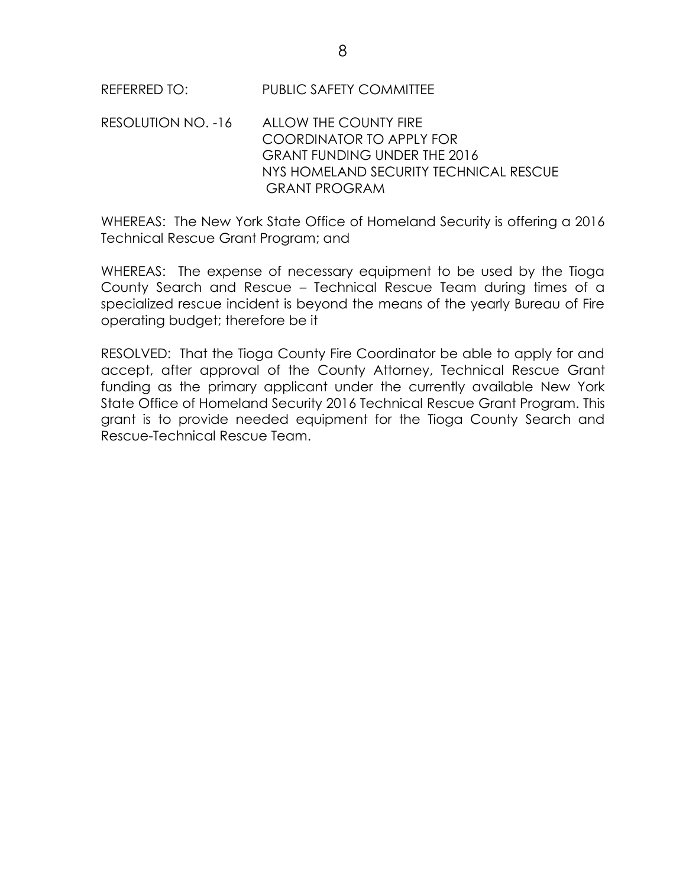REFERRED TO: PUBLIC SAFETY COMMITTEE

RESOLUTION NO. -16 ALLOW THE COUNTY FIRE COORDINATOR TO APPLY FOR GRANT FUNDING UNDER THE 2016 NYS HOMELAND SECURITY TECHNICAL RESCUE GRANT PROGRAM

WHEREAS: The New York State Office of Homeland Security is offering a 2016 Technical Rescue Grant Program; and

WHEREAS: The expense of necessary equipment to be used by the Tioga County Search and Rescue – Technical Rescue Team during times of a specialized rescue incident is beyond the means of the yearly Bureau of Fire operating budget; therefore be it

RESOLVED: That the Tioga County Fire Coordinator be able to apply for and accept, after approval of the County Attorney, Technical Rescue Grant funding as the primary applicant under the currently available New York State Office of Homeland Security 2016 Technical Rescue Grant Program. This grant is to provide needed equipment for the Tioga County Search and Rescue-Technical Rescue Team.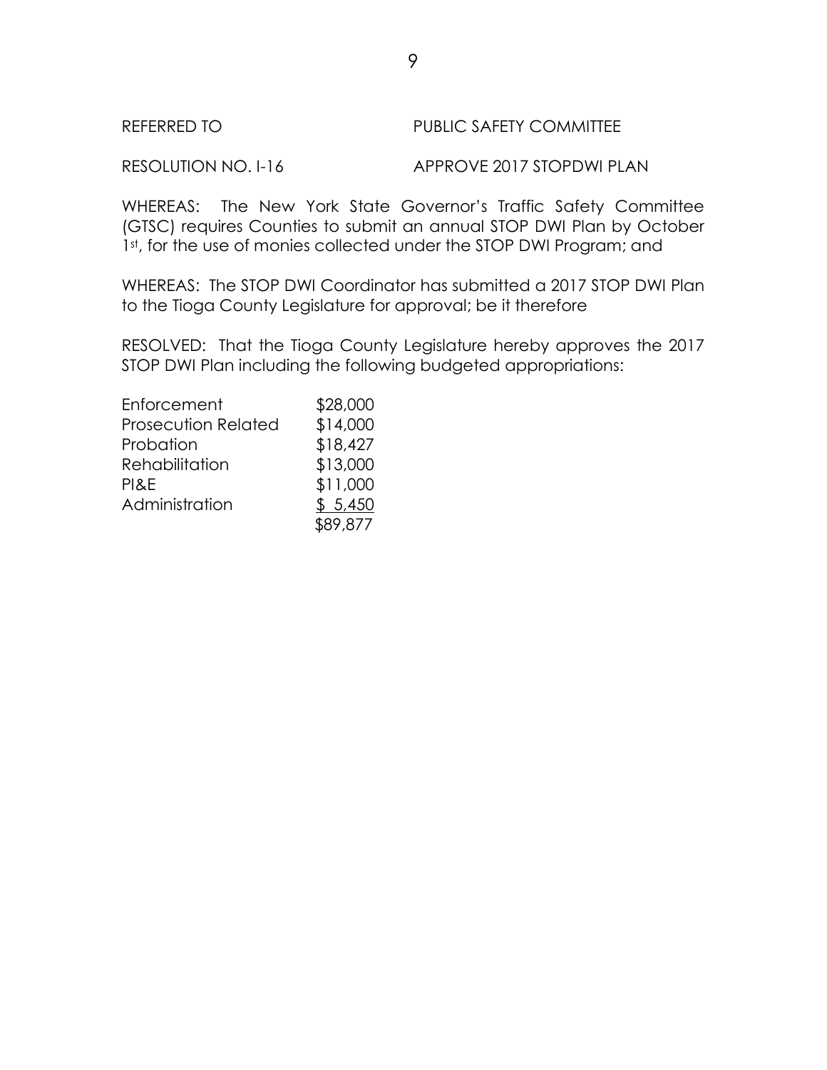REFERRED TO PUBLIC SAFETY COMMITTEE

RESOLUTION NO. I-16 APPROVE 2017 STOPDWI PLAN

WHEREAS: The New York State Governor's Traffic Safety Committee (GTSC) requires Counties to submit an annual STOP DWI Plan by October 1st, for the use of monies collected under the STOP DWI Program; and

WHEREAS: The STOP DWI Coordinator has submitted a 2017 STOP DWI Plan to the Tioga County Legislature for approval; be it therefore

RESOLVED: That the Tioga County Legislature hereby approves the 2017 STOP DWI Plan including the following budgeted appropriations:

| | |
|---|---|
| Enforcement | $28,000 |
| Prosecution Related | $14,000 |
| Probation | $18,427 |
| Rehabilitation | $13,000 |
| PI&E | $11,000 |
| Administration | $ 5,450 |
| | $89,877 |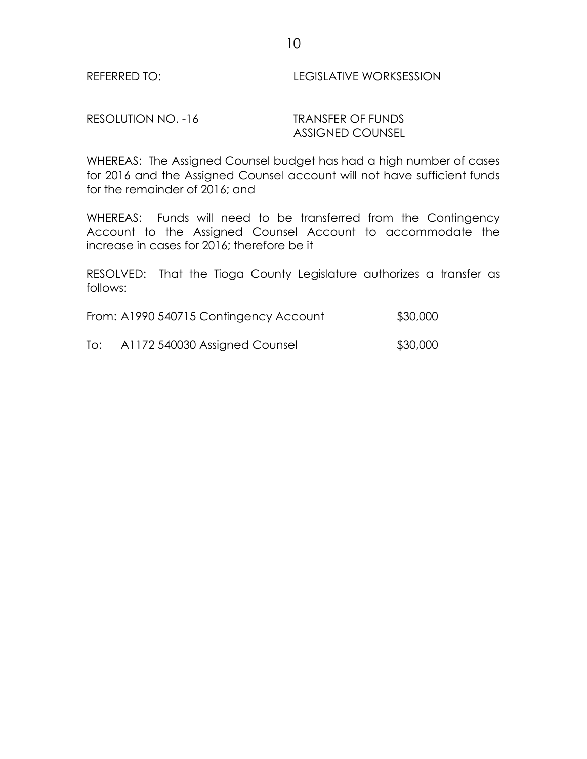REFERRED TO: LEGISLATIVE WORKSESSION

RESOLUTION NO. -16 TRANSFER OF FUNDS ASSIGNED COUNSEL

WHEREAS: The Assigned Counsel budget has had a high number of cases for 2016 and the Assigned Counsel account will not have sufficient funds for the remainder of 2016; and

WHEREAS: Funds will need to be transferred from the Contingency Account to the Assigned Counsel Account to accommodate the increase in cases for 2016; therefore be it

RESOLVED: That the Tioga County Legislature authorizes a transfer as follows:

| | | |
|---|---|---|
| From: | A1990 540715 Contingency Account | $30,000 |
| To: | A1172 540030 Assigned Counsel | $30,000 |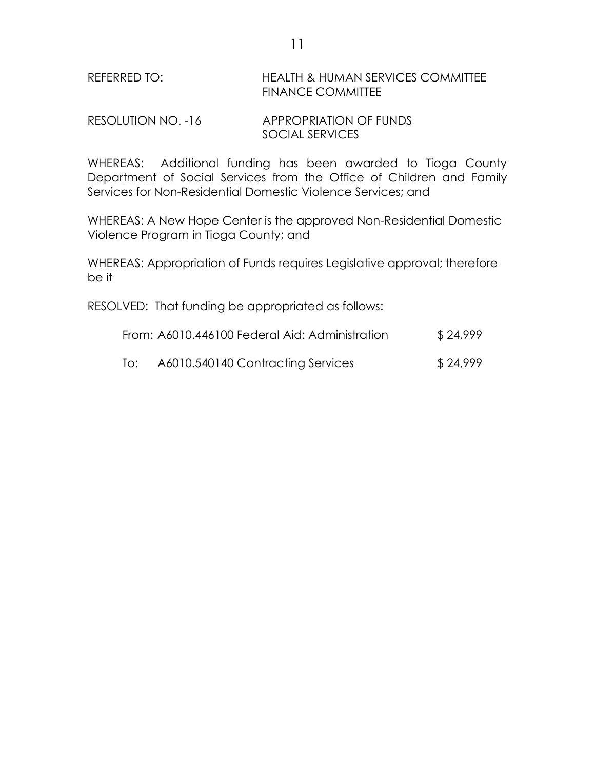REFERRED TO: HEALTH & HUMAN SERVICES COMMITTEE
FINANCE COMMITTEE

RESOLUTION NO. -16 APPROPRIATION OF FUNDS
SOCIAL SERVICES

WHEREAS: Additional funding has been awarded to Tioga County Department of Social Services from the Office of Children and Family Services for Non-Residential Domestic Violence Services; and

WHEREAS: A New Hope Center is the approved Non-Residential Domestic Violence Program in Tioga County; and

WHEREAS: Appropriation of Funds requires Legislative approval; therefore be it

RESOLVED: That funding be appropriated as follows:

| | | |
|---|---|---|
| From: | A6010.446100 Federal Aid: Administration | $ 24,999 |
| To: | A6010.540140 Contracting Services | $ 24,999 |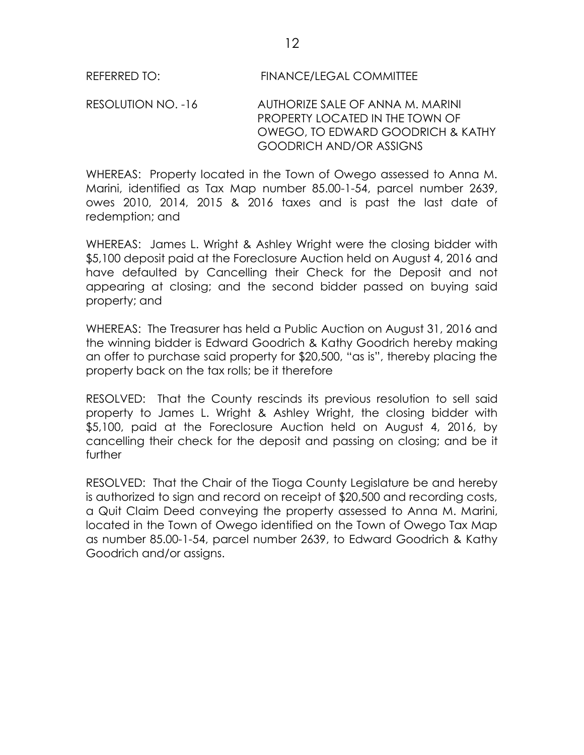REFERRED TO: FINANCE/LEGAL COMMITTEE

RESOLUTION NO. -16 AUTHORIZE SALE OF ANNA M. MARINI PROPERTY LOCATED IN THE TOWN OF OWEGO, TO EDWARD GOODRICH & KATHY GOODRICH AND/OR ASSIGNS

WHEREAS: Property located in the Town of Owego assessed to Anna M. Marini, identified as Tax Map number 85.00-1-54, parcel number 2639, owes 2010, 2014, 2015 & 2016 taxes and is past the last date of redemption; and

WHEREAS: James L. Wright & Ashley Wright were the closing bidder with \$5,100 deposit paid at the Foreclosure Auction held on August 4, 2016 and have defaulted by Cancelling their Check for the Deposit and not appearing at closing; and the second bidder passed on buying said property; and

WHEREAS: The Treasurer has held a Public Auction on August 31, 2016 and the winning bidder is Edward Goodrich & Kathy Goodrich hereby making an offer to purchase said property for \$20,500, "as is", thereby placing the property back on the tax rolls; be it therefore

RESOLVED: That the County rescinds its previous resolution to sell said property to James L. Wright & Ashley Wright, the closing bidder with \$5,100, paid at the Foreclosure Auction held on August 4, 2016, by cancelling their check for the deposit and passing on closing; and be it further

RESOLVED: That the Chair of the Tioga County Legislature be and hereby is authorized to sign and record on receipt of \$20,500 and recording costs, a Quit Claim Deed conveying the property assessed to Anna M. Marini, located in the Town of Owego identified on the Town of Owego Tax Map as number 85.00-1-54, parcel number 2639, to Edward Goodrich & Kathy Goodrich and/or assigns.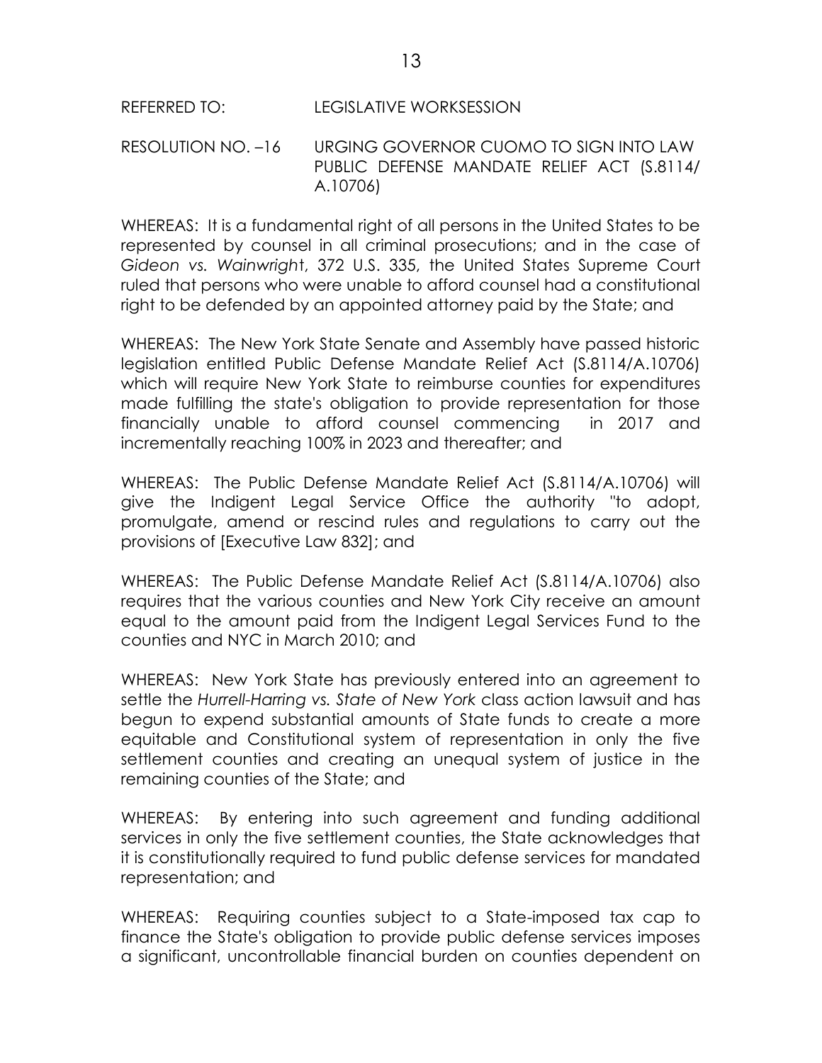REFERRED TO: LEGISLATIVE WORKSESSION

RESOLUTION NO. –16 URGING GOVERNOR CUOMO TO SIGN INTO LAW PUBLIC DEFENSE MANDATE RELIEF ACT (S.8114/ A.10706)

WHEREAS: It is a fundamental right of all persons in the United States to be represented by counsel in all criminal prosecutions; and in the case of *Gideon vs. Wainwright*, 372 U.S. 335, the United States Supreme Court ruled that persons who were unable to afford counsel had a constitutional right to be defended by an appointed attorney paid by the State; and

WHEREAS: The New York State Senate and Assembly have passed historic legislation entitled Public Defense Mandate Relief Act (S.8114/A.10706) which will require New York State to reimburse counties for expenditures made fulfilling the state's obligation to provide representation for those financially unable to afford counsel commencing in 2017 and incrementally reaching 100% in 2023 and thereafter; and

WHEREAS: The Public Defense Mandate Relief Act (S.8114/A.10706) will give the Indigent Legal Service Office the authority "to adopt, promulgate, amend or rescind rules and regulations to carry out the provisions of [Executive Law 832]; and

WHEREAS: The Public Defense Mandate Relief Act (S.8114/A.10706) also requires that the various counties and New York City receive an amount equal to the amount paid from the Indigent Legal Services Fund to the counties and NYC in March 2010; and

WHEREAS: New York State has previously entered into an agreement to settle the *Hurrell-Harring vs. State of New York* class action lawsuit and has begun to expend substantial amounts of State funds to create a more equitable and Constitutional system of representation in only the five settlement counties and creating an unequal system of justice in the remaining counties of the State; and

WHEREAS: By entering into such agreement and funding additional services in only the five settlement counties, the State acknowledges that it is constitutionally required to fund public defense services for mandated representation; and

WHEREAS: Requiring counties subject to a State-imposed tax cap to finance the State's obligation to provide public defense services imposes a significant, uncontrollable financial burden on counties dependent on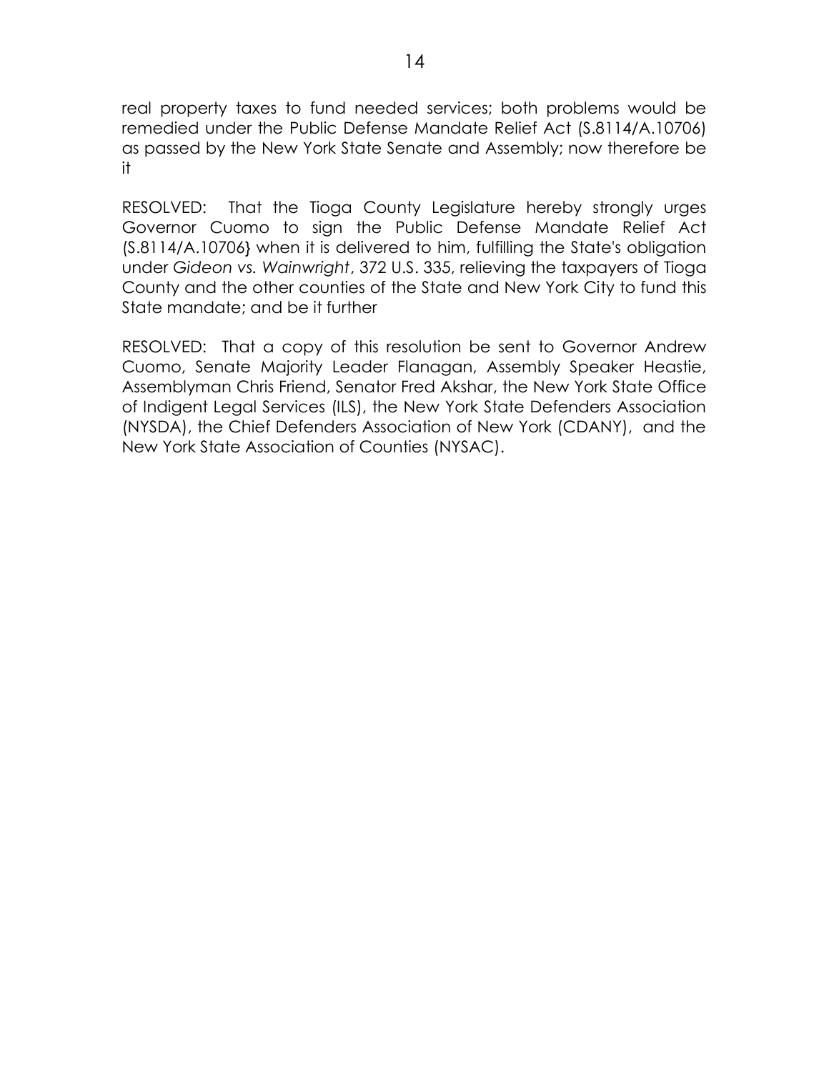real property taxes to fund needed services; both problems would be remedied under the Public Defense Mandate Relief Act (S.8114/A.10706) as passed by the New York State Senate and Assembly; now therefore be it

RESOLVED: That the Tioga County Legislature hereby strongly urges Governor Cuomo to sign the Public Defense Mandate Relief Act (S.8114/A.10706} when it is delivered to him, fulfilling the State's obligation under *Gideon vs. Wainwright*, 372 U.S. 335, relieving the taxpayers of Tioga County and the other counties of the State and New York City to fund this State mandate; and be it further

RESOLVED: That a copy of this resolution be sent to Governor Andrew Cuomo, Senate Majority Leader Flanagan, Assembly Speaker Heastie, Assemblyman Chris Friend, Senator Fred Akshar, the New York State Office of Indigent Legal Services (ILS), the New York State Defenders Association (NYSDA), the Chief Defenders Association of New York (CDANY), and the New York State Association of Counties (NYSAC).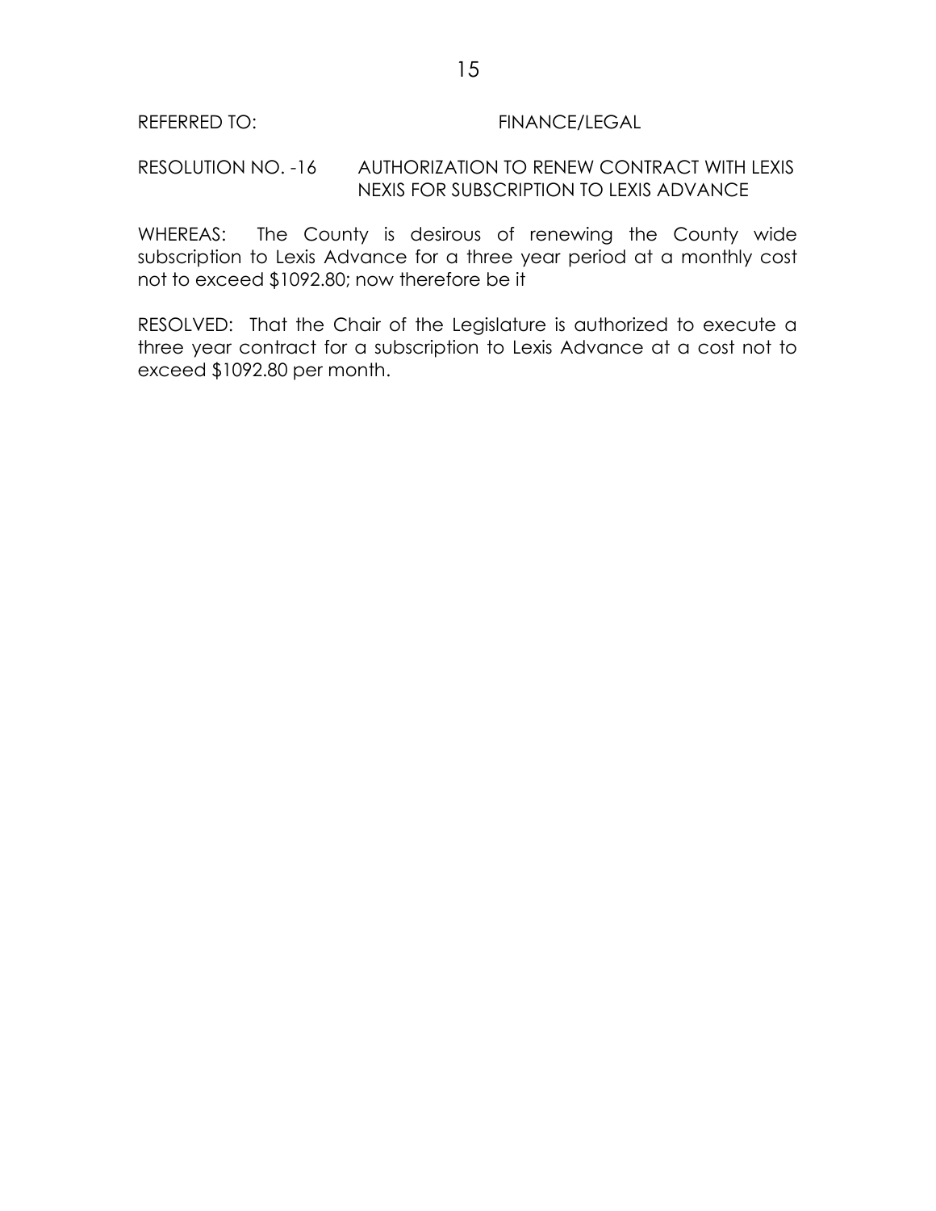REFERRED TO: FINANCE/LEGAL

RESOLUTION NO. -16 AUTHORIZATION TO RENEW CONTRACT WITH LEXIS NEXIS FOR SUBSCRIPTION TO LEXIS ADVANCE

WHEREAS: The County is desirous of renewing the County wide subscription to Lexis Advance for a three year period at a monthly cost not to exceed $1092.80; now therefore be it

RESOLVED: That the Chair of the Legislature is authorized to execute a three year contract for a subscription to Lexis Advance at a cost not to exceed $1092.80 per month.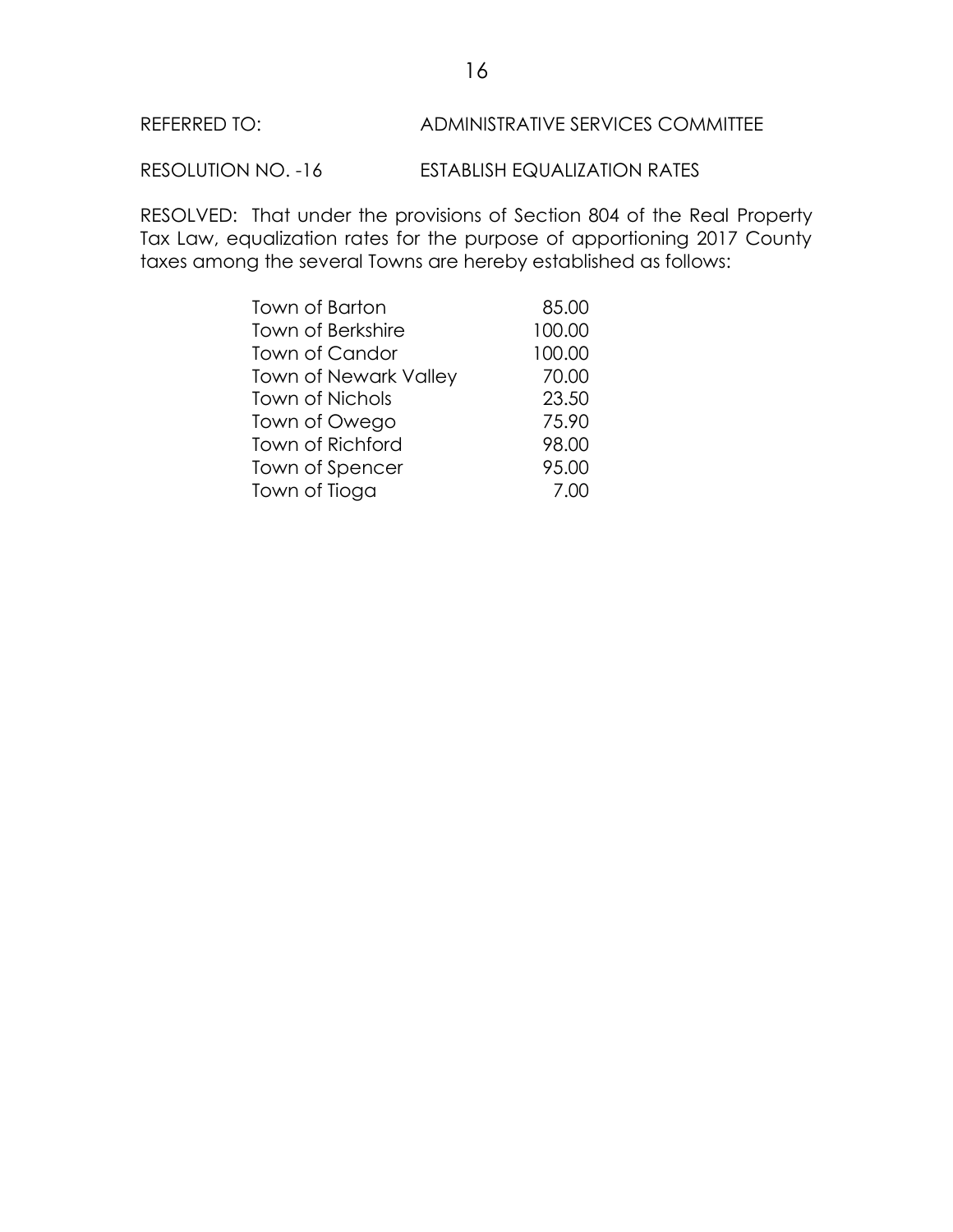REFERRED TO: ADMINISTRATIVE SERVICES COMMITTEE

RESOLUTION NO. -16 ESTABLISH EQUALIZATION RATES

RESOLVED: That under the provisions of Section 804 of the Real Property Tax Law, equalization rates for the purpose of apportioning 2017 County taxes among the several Towns are hereby established as follows:

| | |
|---|---|
| Town of Barton | 85.00 |
| Town of Berkshire | 100.00 |
| Town of Candor | 100.00 |
| Town of Newark Valley | 70.00 |
| Town of Nichols | 23.50 |
| Town of Owego | 75.90 |
| Town of Richford | 98.00 |
| Town of Spencer | 95.00 |
| Town of Tioga | 7.00 |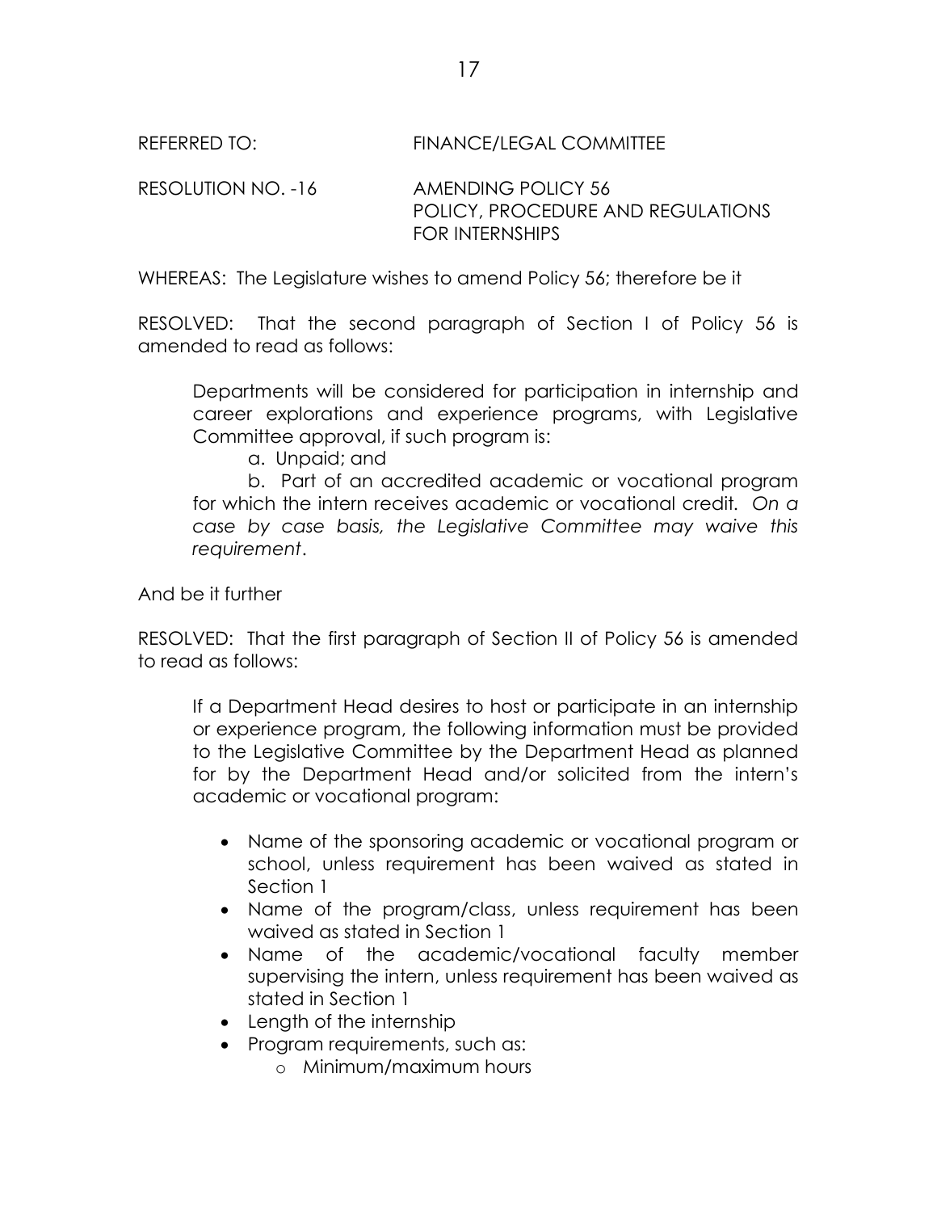REFERRED TO: FINANCE/LEGAL COMMITTEE

RESOLUTION NO. -16 AMENDING POLICY 56
POLICY, PROCEDURE AND REGULATIONS FOR INTERNSHIPS

WHEREAS: The Legislature wishes to amend Policy 56; therefore be it

RESOLVED: That the second paragraph of Section I of Policy 56 is amended to read as follows:

> Departments will be considered for participation in internship and career explorations and experience programs, with Legislative Committee approval, if such program is:
>
> a. Unpaid; and
>
> b. Part of an accredited academic or vocational program for which the intern receives academic or vocational credit. *On a case by case basis, the Legislative Committee may waive this requirement*.

And be it further

RESOLVED: That the first paragraph of Section II of Policy 56 is amended to read as follows:

> If a Department Head desires to host or participate in an internship or experience program, the following information must be provided to the Legislative Committee by the Department Head as planned for by the Department Head and/or solicited from the intern's academic or vocational program:
>
> - Name of the sponsoring academic or vocational program or school, unless requirement has been waived as stated in Section 1
> - Name of the program/class, unless requirement has been waived as stated in Section 1
> - Name of the academic/vocational faculty member supervising the intern, unless requirement has been waived as stated in Section 1
> - Length of the internship
> - Program requirements, such as:
>     - Minimum/maximum hours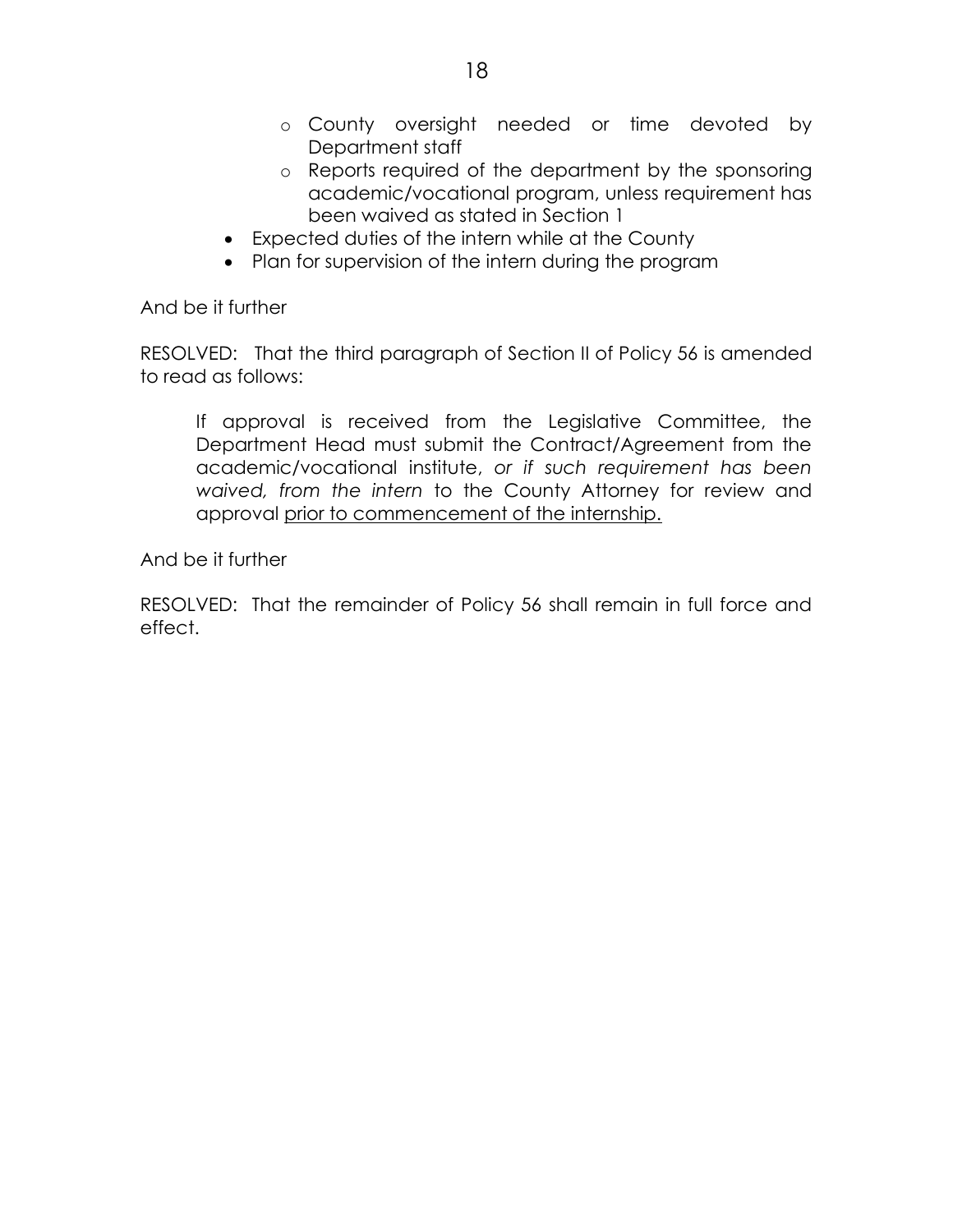- County oversight needed or time devoted by Department staff
    - Reports required of the department by the sponsoring academic/vocational program, unless requirement has been waived as stated in Section 1
- Expected duties of the intern while at the County
- Plan for supervision of the intern during the program

And be it further

RESOLVED: That the third paragraph of Section II of Policy 56 is amended to read as follows:

> If approval is received from the Legislative Committee, the Department Head must submit the Contract/Agreement from the academic/vocational institute, *or if such requirement has been waived, from the intern* to the County Attorney for review and approval <u>prior to commencement of the internship.</u>

And be it further

RESOLVED: That the remainder of Policy 56 shall remain in full force and effect.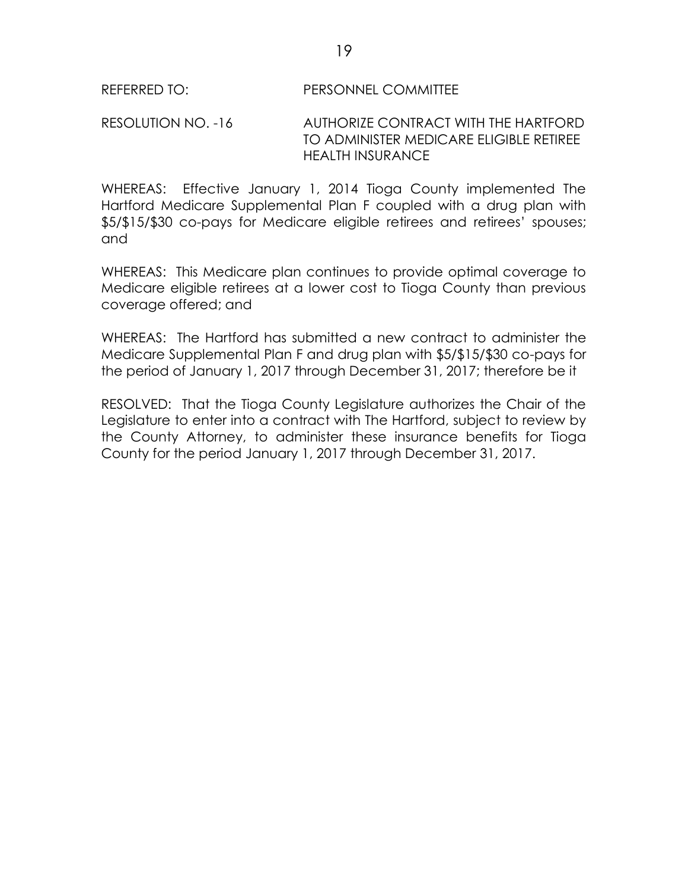REFERRED TO: PERSONNEL COMMITTEE

RESOLUTION NO. -16 AUTHORIZE CONTRACT WITH THE HARTFORD TO ADMINISTER MEDICARE ELIGIBLE RETIREE HEALTH INSURANCE

WHEREAS: Effective January 1, 2014 Tioga County implemented The Hartford Medicare Supplemental Plan F coupled with a drug plan with $5/$15/$30 co-pays for Medicare eligible retirees and retirees' spouses; and

WHEREAS: This Medicare plan continues to provide optimal coverage to Medicare eligible retirees at a lower cost to Tioga County than previous coverage offered; and

WHEREAS: The Hartford has submitted a new contract to administer the Medicare Supplemental Plan F and drug plan with $5/$15/$30 co-pays for the period of January 1, 2017 through December 31, 2017; therefore be it

RESOLVED: That the Tioga County Legislature authorizes the Chair of the Legislature to enter into a contract with The Hartford, subject to review by the County Attorney, to administer these insurance benefits for Tioga County for the period January 1, 2017 through December 31, 2017.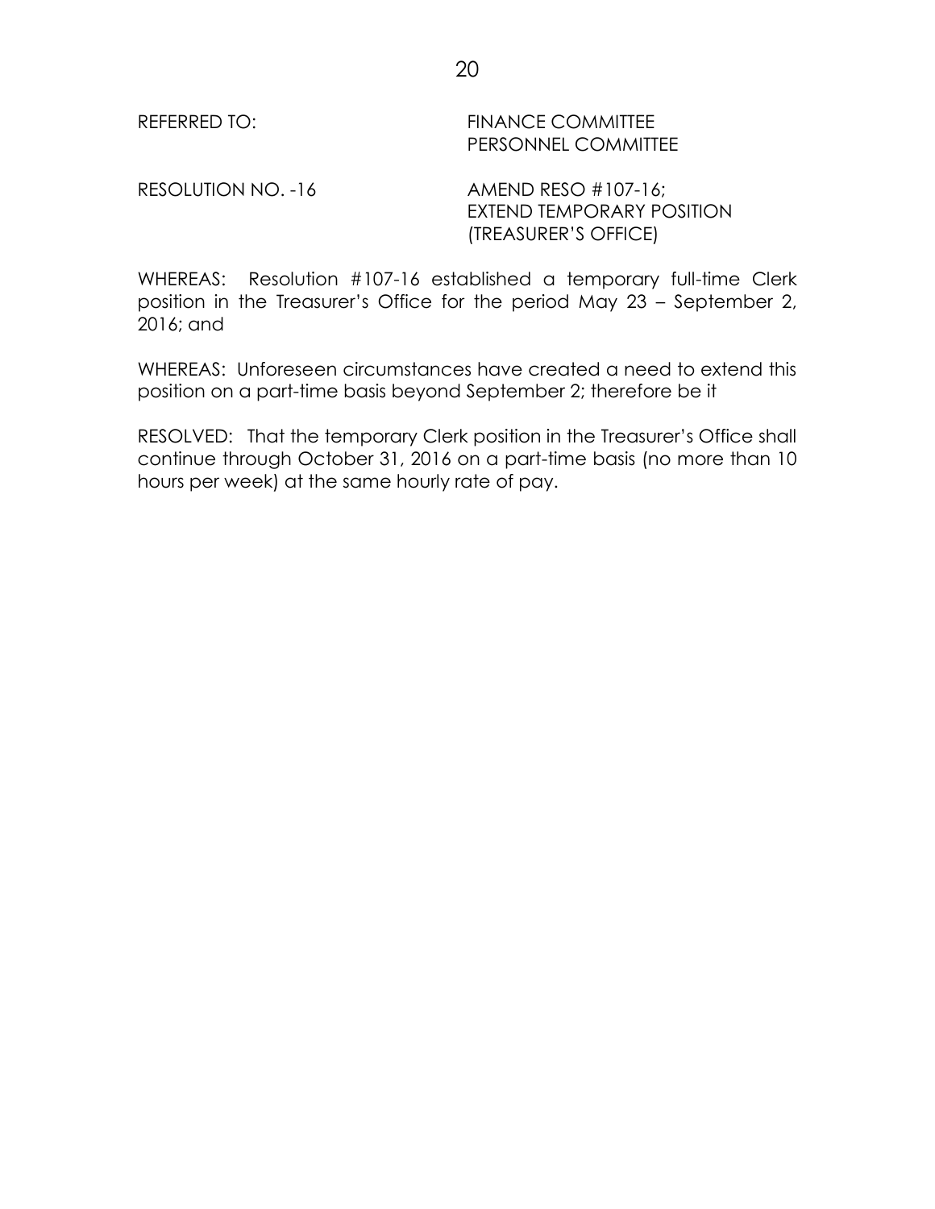REFERRED TO: FINANCE COMMITTEE
PERSONNEL COMMITTEE

RESOLUTION NO. -16 AMEND RESO #107-16;
EXTEND TEMPORARY POSITION
(TREASURER'S OFFICE)

WHEREAS: Resolution #107-16 established a temporary full-time Clerk position in the Treasurer's Office for the period May 23 – September 2, 2016; and

WHEREAS: Unforeseen circumstances have created a need to extend this position on a part-time basis beyond September 2; therefore be it

RESOLVED: That the temporary Clerk position in the Treasurer's Office shall continue through October 31, 2016 on a part-time basis (no more than 10 hours per week) at the same hourly rate of pay.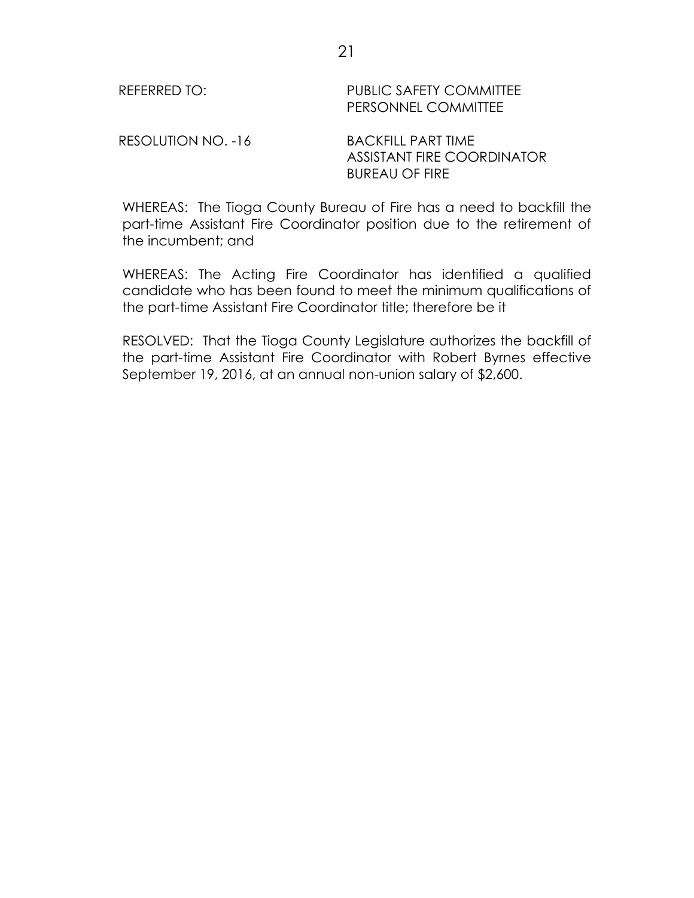REFERRED TO: PUBLIC SAFETY COMMITTEE
PERSONNEL COMMITTEE

RESOLUTION NO. -16 BACKFILL PART TIME
ASSISTANT FIRE COORDINATOR
BUREAU OF FIRE

WHEREAS: The Tioga County Bureau of Fire has a need to backfill the part-time Assistant Fire Coordinator position due to the retirement of the incumbent; and

WHEREAS: The Acting Fire Coordinator has identified a qualified candidate who has been found to meet the minimum qualifications of the part-time Assistant Fire Coordinator title; therefore be it

RESOLVED: That the Tioga County Legislature authorizes the backfill of the part-time Assistant Fire Coordinator with Robert Byrnes effective September 19, 2016, at an annual non-union salary of $2,600.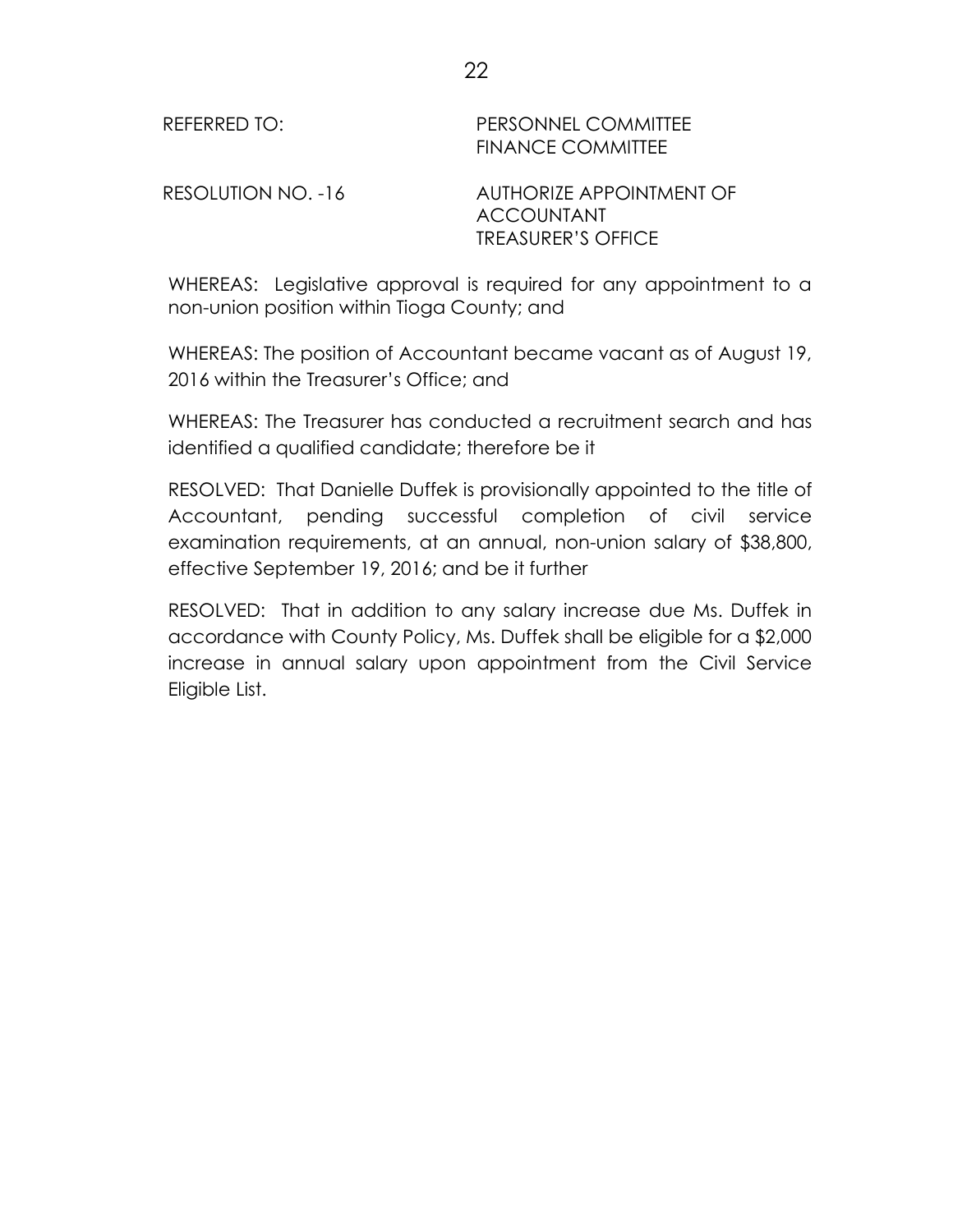REFERRED TO: PERSONNEL COMMITTEE
FINANCE COMMITTEE

RESOLUTION NO. -16 AUTHORIZE APPOINTMENT OF ACCOUNTANT TREASURER'S OFFICE

WHEREAS: Legislative approval is required for any appointment to a non-union position within Tioga County; and

WHEREAS: The position of Accountant became vacant as of August 19, 2016 within the Treasurer's Office; and

WHEREAS: The Treasurer has conducted a recruitment search and has identified a qualified candidate; therefore be it

RESOLVED: That Danielle Duffek is provisionally appointed to the title of Accountant, pending successful completion of civil service examination requirements, at an annual, non-union salary of $38,800, effective September 19, 2016; and be it further

RESOLVED: That in addition to any salary increase due Ms. Duffek in accordance with County Policy, Ms. Duffek shall be eligible for a $2,000 increase in annual salary upon appointment from the Civil Service Eligible List.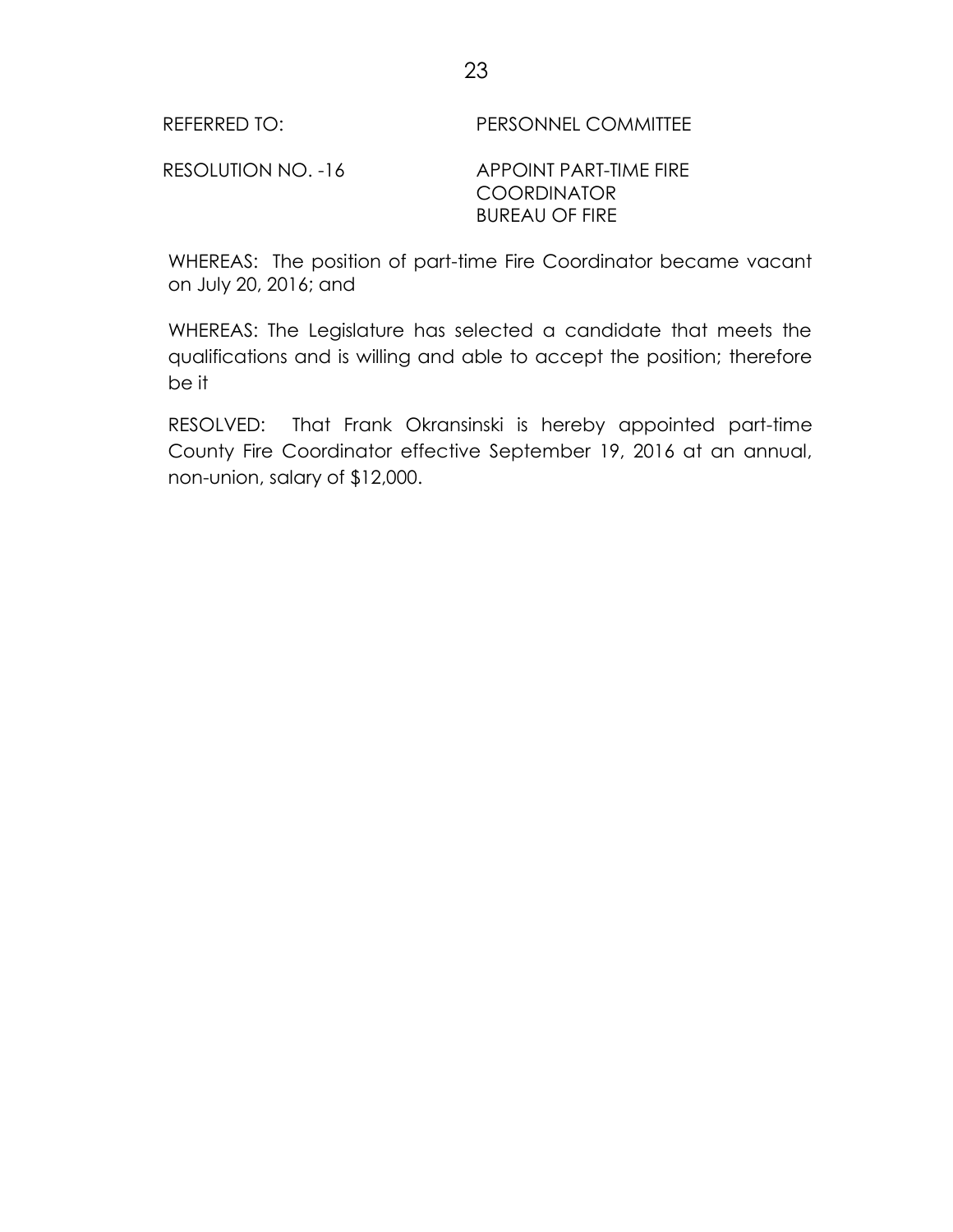REFERRED TO: PERSONNEL COMMITTEE

RESOLUTION NO. -16 APPOINT PART-TIME FIRE COORDINATOR BUREAU OF FIRE

WHEREAS: The position of part-time Fire Coordinator became vacant on July 20, 2016; and

WHEREAS: The Legislature has selected a candidate that meets the qualifications and is willing and able to accept the position; therefore be it

RESOLVED: That Frank Okransinski is hereby appointed part-time County Fire Coordinator effective September 19, 2016 at an annual, non-union, salary of $12,000.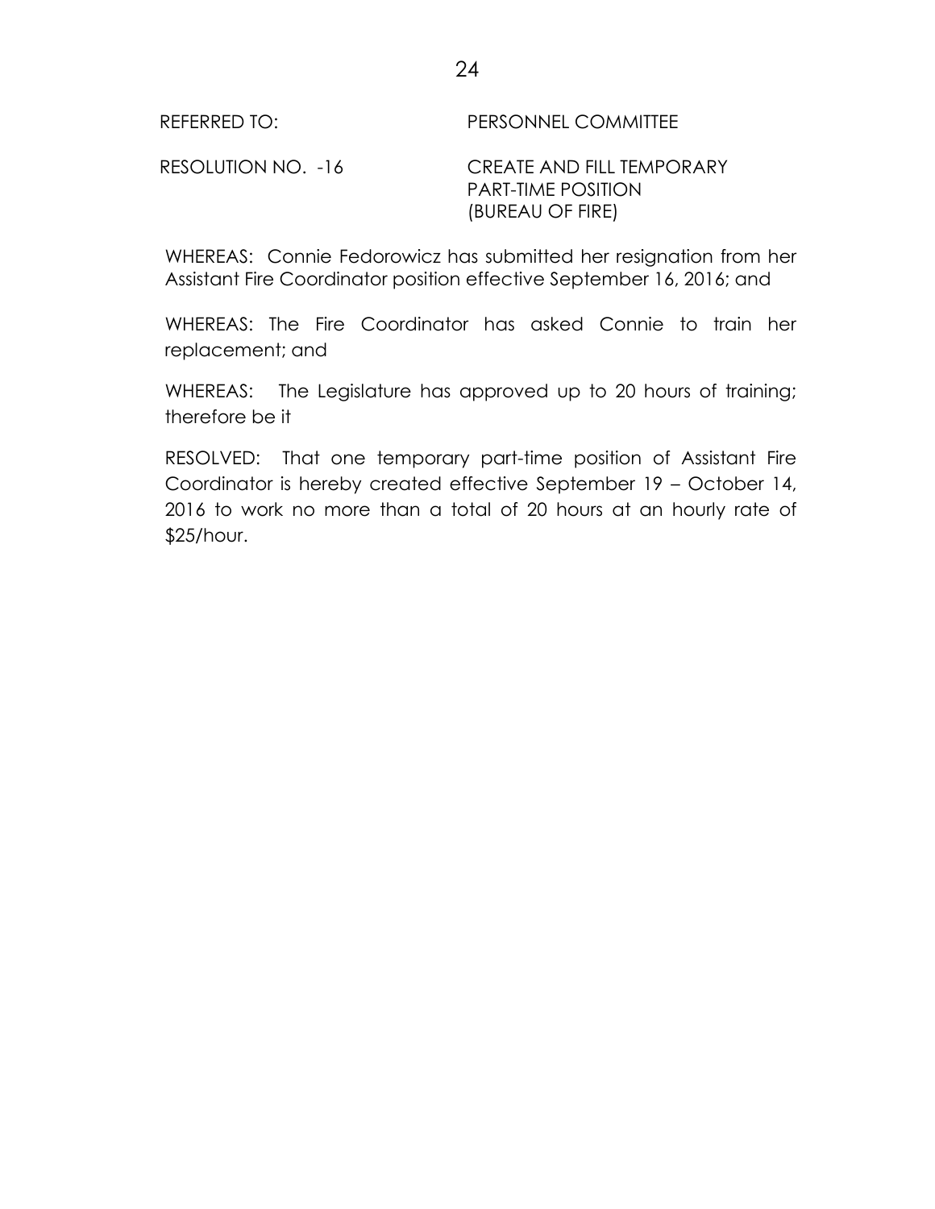REFERRED TO: PERSONNEL COMMITTEE

RESOLUTION NO. -16 CREATE AND FILL TEMPORARY PART-TIME POSITION (BUREAU OF FIRE)

WHEREAS: Connie Fedorowicz has submitted her resignation from her Assistant Fire Coordinator position effective September 16, 2016; and

WHEREAS: The Fire Coordinator has asked Connie to train her replacement; and

WHEREAS: The Legislature has approved up to 20 hours of training; therefore be it

RESOLVED: That one temporary part-time position of Assistant Fire Coordinator is hereby created effective September 19 – October 14, 2016 to work no more than a total of 20 hours at an hourly rate of $25/hour.